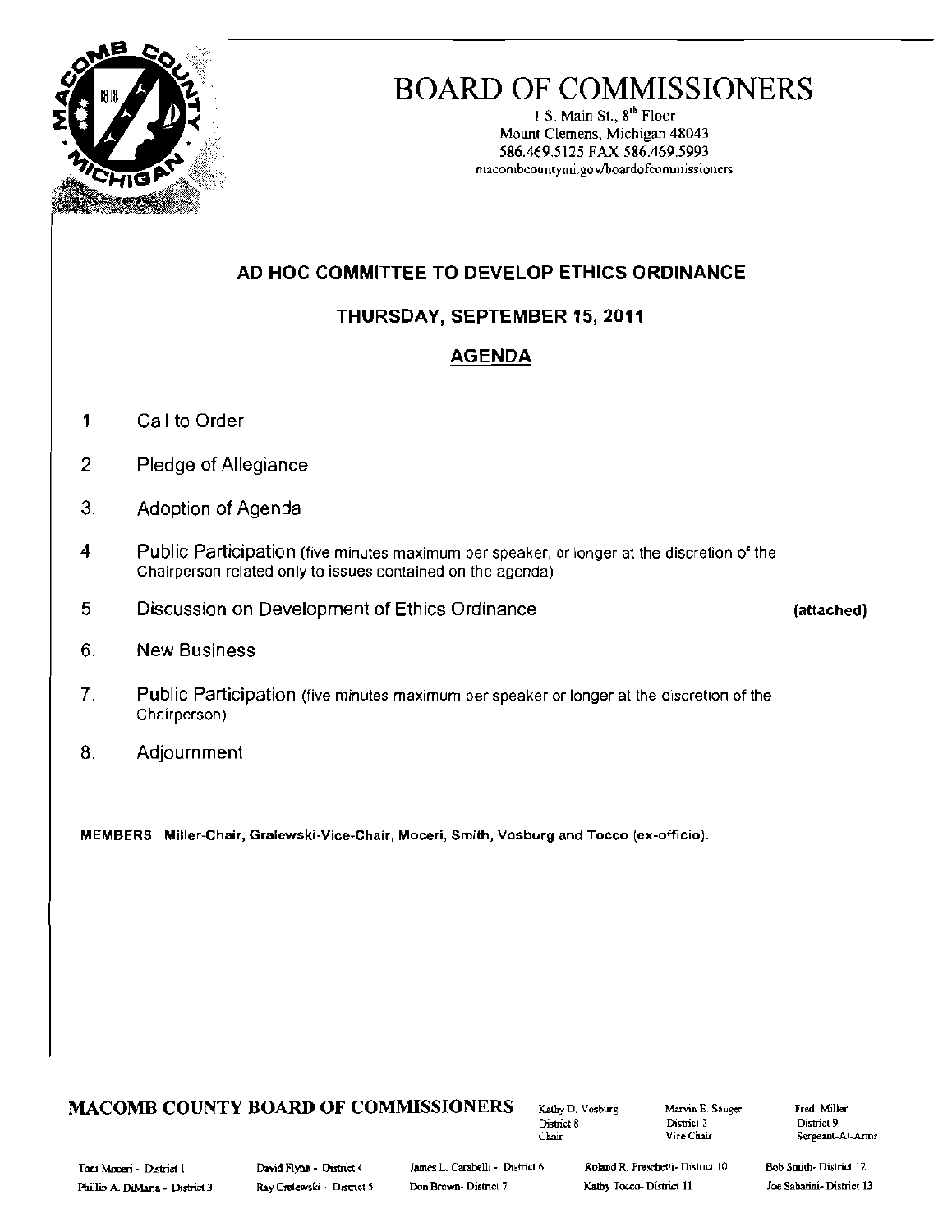# BOARD OF COMMISSIONERS

1 S. Main St., 8th Floor
Mount Clemens, Michigan 48043
586.469.5125 FAX 586.469.5993
macombcountymi.gov/boardofcommissioners

## AD HOC COMMITTEE TO DEVELOP ETHICS ORDINANCE

### THURSDAY, SEPTEMBER 15, 2011

### AGENDA

1. Call to Order
2. Pledge of Allegiance
3. Adoption of Agenda
4. Public Participation (five minutes maximum per speaker, or longer at the discretion of the Chairperson related only to issues contained on the agenda)
5. Discussion on Development of Ethics Ordinance **(attached)**
6. New Business
7. Public Participation (five minutes maximum per speaker or longer at the discretion of the Chairperson)
8. Adjournment

**MEMBERS: Miller-Chair, Gralewski-Vice-Chair, Moceri, Smith, Vosburg and Tocco (ex-officio).**

**MACOMB COUNTY BOARD OF COMMISSIONERS**

Kathy D. Vosburg, District 8, Chair
Marvin E. Sauger, District 2, Vice Chair
Fred Miller, District 9, Sergeant-At-Arms

Toni Moceri - District 1
Phillip A. DiMaria - District 3
David Flynn - District 4
Ray Gralewski - District 5
James L. Carabelli - District 6
Don Brown - District 7
Roland R. Fraschetti - District 10
Kathy Tocco - District 11
Bob Smith - District 12
Joe Sabatini - District 13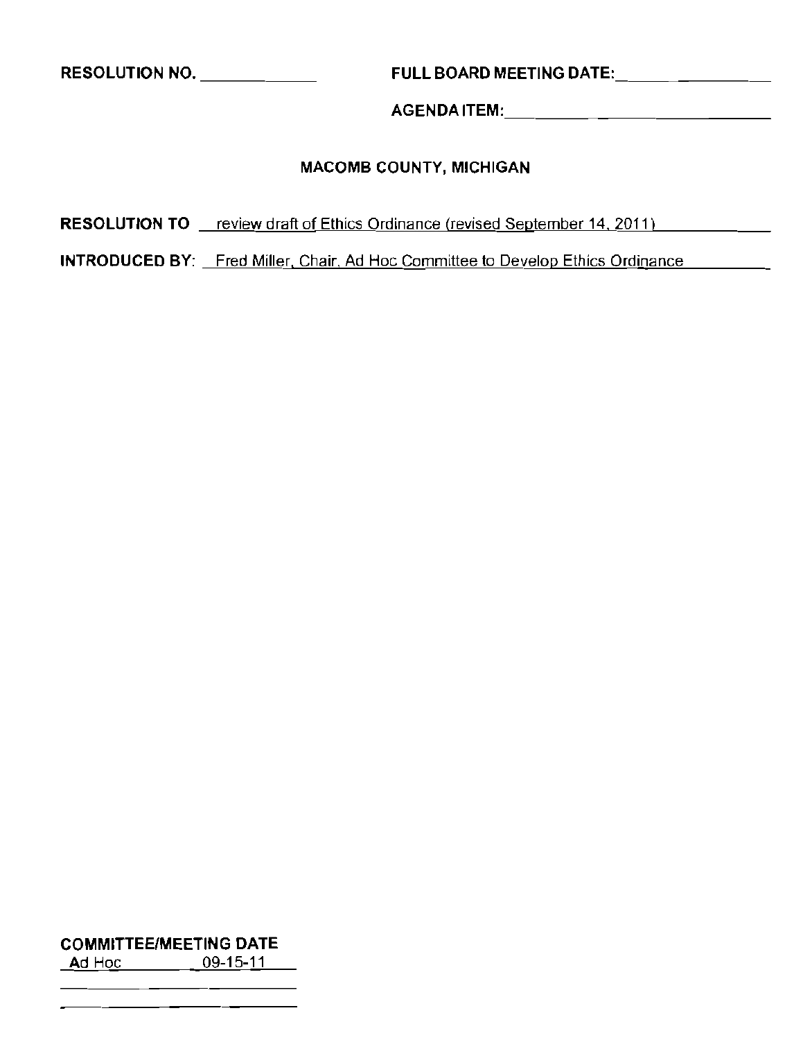**RESOLUTION NO.** ____________ **FULL BOARD MEETING DATE:** ____________

**AGENDA ITEM:** ____________

**MACOMB COUNTY, MICHIGAN**

**RESOLUTION TO** review draft of Ethics Ordinance (revised September 14, 2011)

**INTRODUCED BY:** Fred Miller, Chair, Ad Hoc Committee to Develop Ethics Ordinance

**COMMITTEE/MEETING DATE**

| Ad Hoc | 09-15-11 |
|---|---|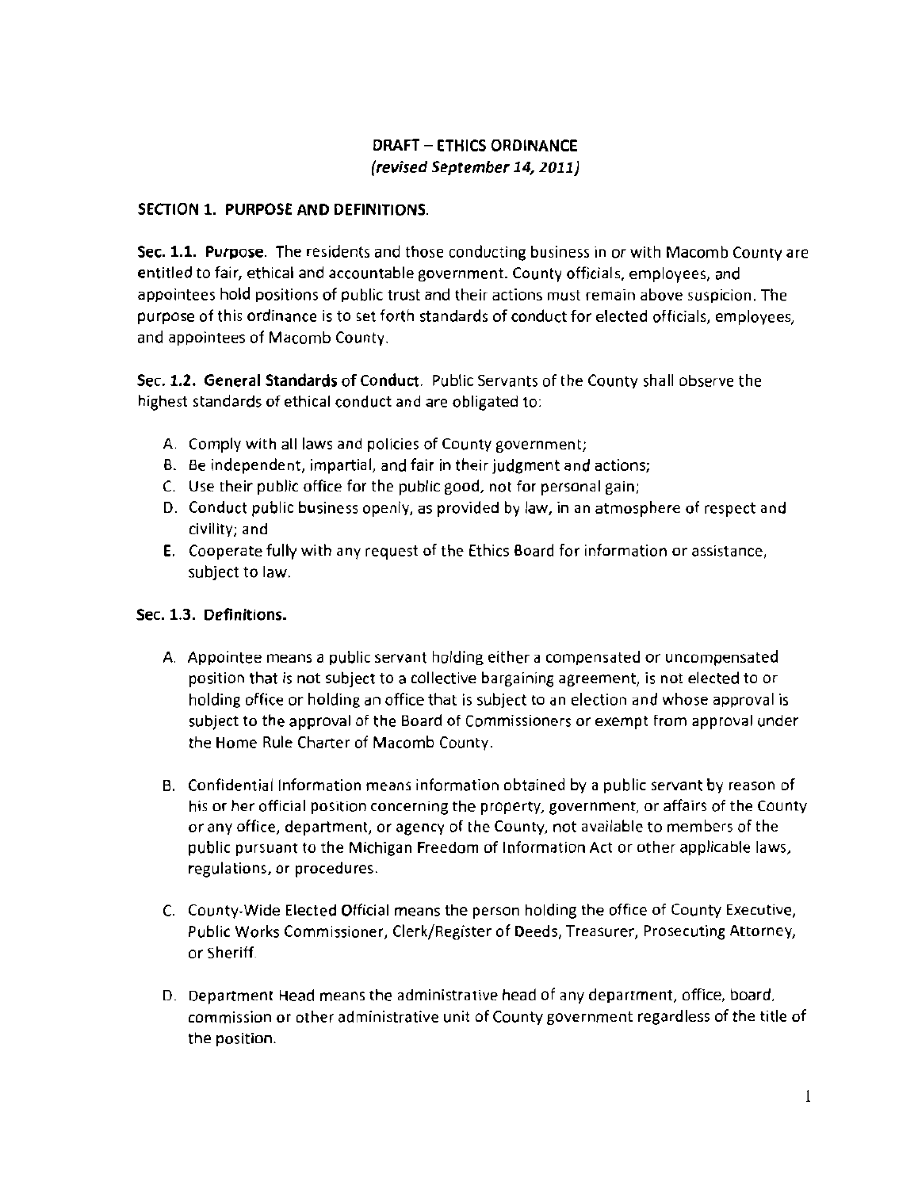**DRAFT – ETHICS ORDINANCE**
*(revised September 14, 2011)*

## SECTION 1. PURPOSE AND DEFINITIONS.

**Sec. 1.1. Purpose.** The residents and those conducting business in or with Macomb County are entitled to fair, ethical and accountable government. County officials, employees, and appointees hold positions of public trust and their actions must remain above suspicion. The purpose of this ordinance is to set forth standards of conduct for elected officials, employees, and appointees of Macomb County.

**Sec. 1.2. General Standards of Conduct.** Public Servants of the County shall observe the highest standards of ethical conduct and are obligated to:

A. Comply with all laws and policies of County government;
B. Be independent, impartial, and fair in their judgment and actions;
C. Use their public office for the public good, not for personal gain;
D. Conduct public business openly, as provided by law, in an atmosphere of respect and civility; and
E. Cooperate fully with any request of the Ethics Board for information or assistance, subject to law.

**Sec. 1.3. Definitions.**

A. Appointee means a public servant holding either a compensated or uncompensated position that is not subject to a collective bargaining agreement, is not elected to or holding office or holding an office that is subject to an election and whose approval is subject to the approval of the Board of Commissioners or exempt from approval under the Home Rule Charter of Macomb County.

B. Confidential Information means information obtained by a public servant by reason of his or her official position concerning the property, government, or affairs of the County or any office, department, or agency of the County, not available to members of the public pursuant to the Michigan Freedom of Information Act or other applicable laws, regulations, or procedures.

C. County-Wide Elected Official means the person holding the office of County Executive, Public Works Commissioner, Clerk/Register of Deeds, Treasurer, Prosecuting Attorney, or Sheriff.

D. Department Head means the administrative head of any department, office, board, commission or other administrative unit of County government regardless of the title of the position.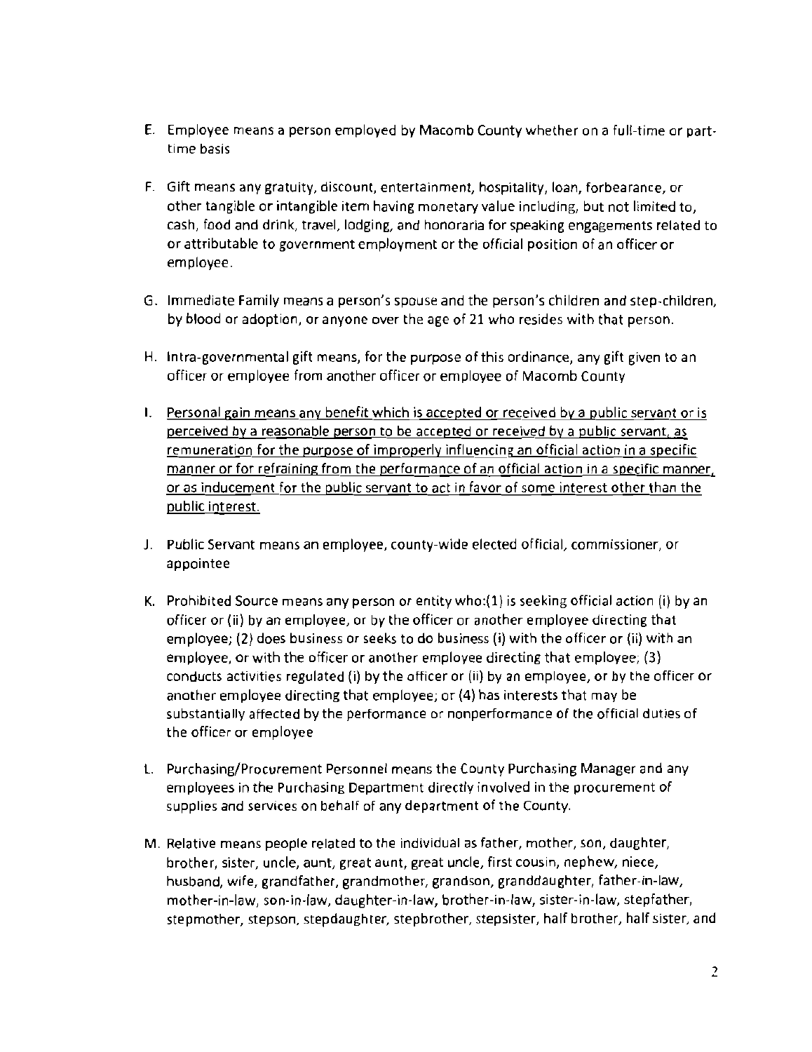E. Employee means a person employed by Macomb County whether on a full-time or part-time basis

F. Gift means any gratuity, discount, entertainment, hospitality, loan, forbearance, or other tangible or intangible item having monetary value including, but not limited to, cash, food and drink, travel, lodging, and honoraria for speaking engagements related to or attributable to government employment or the official position of an officer or employee.

G. Immediate Family means a person's spouse and the person's children and step-children, by blood or adoption, or anyone over the age of 21 who resides with that person.

H. Intra-governmental gift means, for the purpose of this ordinance, any gift given to an officer or employee from another officer or employee of Macomb County

I. <u>Personal gain means any benefit which is accepted or received by a public servant or is perceived by a reasonable person to be accepted or received by a public servant, as remuneration for the purpose of improperly influencing an official action in a specific manner or for refraining from the performance of an official action in a specific manner, or as inducement for the public servant to act in favor of some interest other than the public interest.</u>

J. Public Servant means an employee, county-wide elected official, commissioner, or appointee

K. Prohibited Source means any person or entity who:(1) is seeking official action (i) by an officer or (ii) by an employee, or by the officer or another employee directing that employee; (2) does business or seeks to do business (i) with the officer or (ii) with an employee, or with the officer or another employee directing that employee; (3) conducts activities regulated (i) by the officer or (ii) by an employee, or by the officer or another employee directing that employee; or (4) has interests that may be substantially affected by the performance or nonperformance of the official duties of the officer or employee

L. Purchasing/Procurement Personnel means the County Purchasing Manager and any employees in the Purchasing Department directly involved in the procurement of supplies and services on behalf of any department of the County.

M. Relative means people related to the individual as father, mother, son, daughter, brother, sister, uncle, aunt, great aunt, great uncle, first cousin, nephew, niece, husband, wife, grandfather, grandmother, grandson, granddaughter, father-in-law, mother-in-law, son-in-law, daughter-in-law, brother-in-law, sister-in-law, stepfather, stepmother, stepson, stepdaughter, stepbrother, stepsister, half brother, half sister, and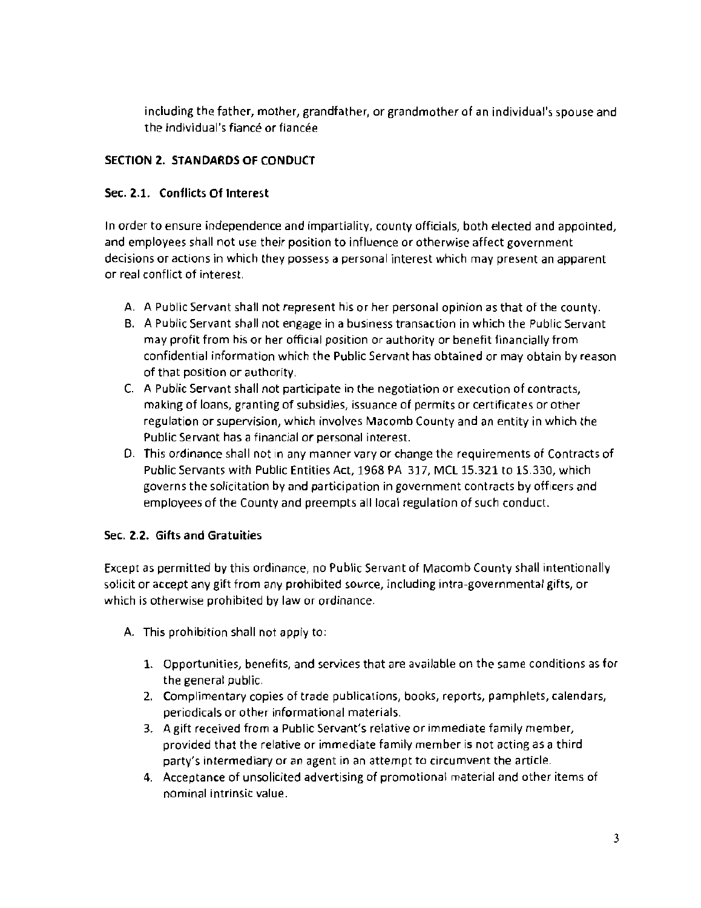including the father, mother, grandfather, or grandmother of an individual's spouse and the individual's fiancé or fiancée

## SECTION 2. STANDARDS OF CONDUCT

### Sec. 2.1. Conflicts Of Interest

In order to ensure independence and impartiality, county officials, both elected and appointed, and employees shall not use their position to influence or otherwise affect government decisions or actions in which they possess a personal interest which may present an apparent or real conflict of interest.

A. A Public Servant shall not represent his or her personal opinion as that of the county.
B. A Public Servant shall not engage in a business transaction in which the Public Servant may profit from his or her official position or authority or benefit financially from confidential information which the Public Servant has obtained or may obtain by reason of that position or authority.
C. A Public Servant shall not participate in the negotiation or execution of contracts, making of loans, granting of subsidies, issuance of permits or certificates or other regulation or supervision, which involves Macomb County and an entity in which the Public Servant has a financial or personal interest.
D. This ordinance shall not in any manner vary or change the requirements of Contracts of Public Servants with Public Entities Act, 1968 PA 317, MCL 15.321 to 15.330, which governs the solicitation by and participation in government contracts by officers and employees of the County and preempts all local regulation of such conduct.

### Sec. 2.2. Gifts and Gratuities

Except as permitted by this ordinance, no Public Servant of Macomb County shall intentionally solicit or accept any gift from any prohibited source, including intra-governmental gifts, or which is otherwise prohibited by law or ordinance.

A. This prohibition shall not apply to:

1. Opportunities, benefits, and services that are available on the same conditions as for the general public.
2. Complimentary copies of trade publications, books, reports, pamphlets, calendars, periodicals or other informational materials.
3. A gift received from a Public Servant's relative or immediate family member, provided that the relative or immediate family member is not acting as a third party's intermediary or an agent in an attempt to circumvent the article.
4. Acceptance of unsolicited advertising of promotional material and other items of nominal intrinsic value.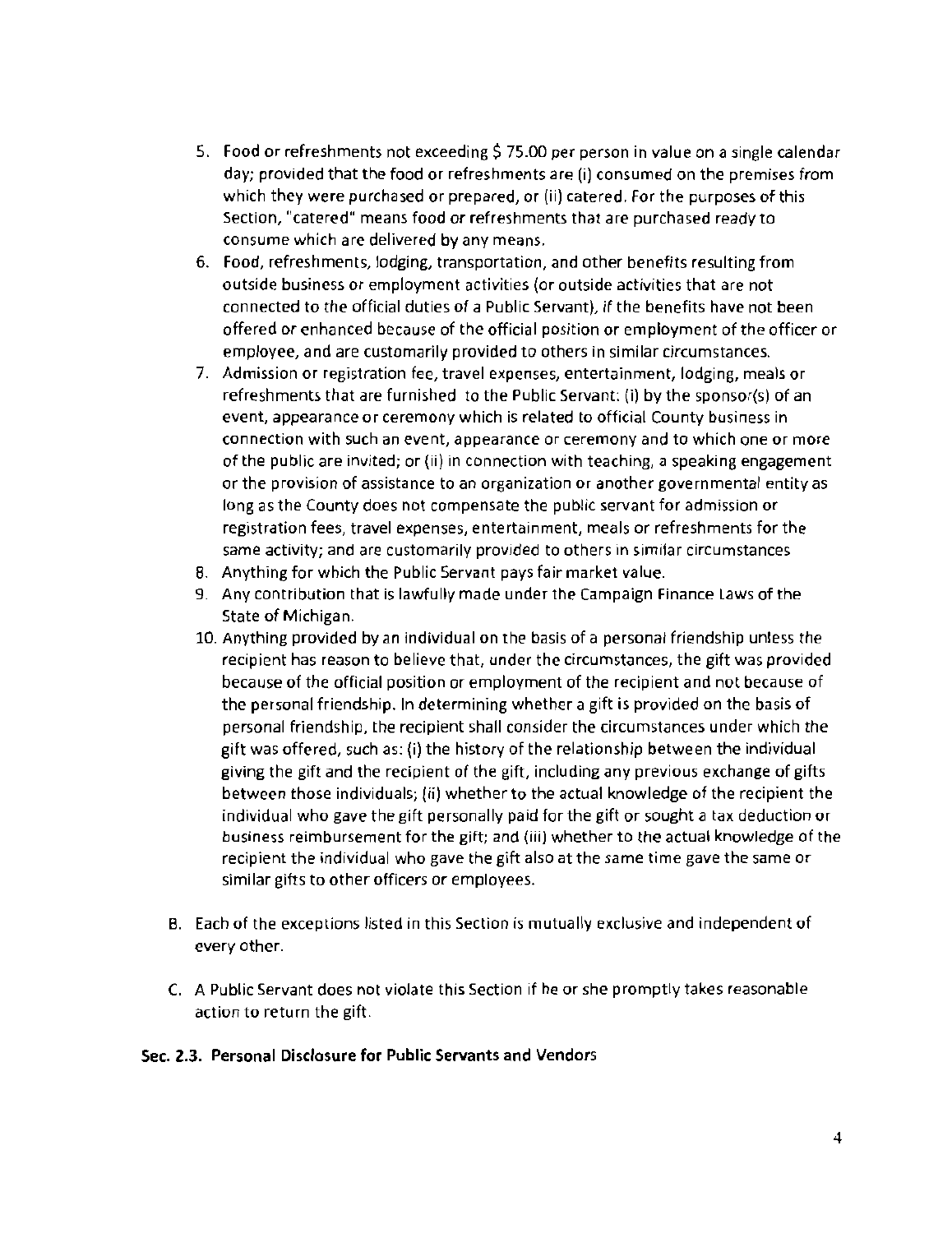5. Food or refreshments not exceeding $ 75.00 per person in value on a single calendar day; provided that the food or refreshments are (i) consumed on the premises from which they were purchased or prepared, or (ii) catered. For the purposes of this Section, "catered" means food or refreshments that are purchased ready to consume which are delivered by any means.
6. Food, refreshments, lodging, transportation, and other benefits resulting from outside business or employment activities (or outside activities that are not connected to the official duties of a Public Servant), if the benefits have not been offered or enhanced because of the official position or employment of the officer or employee, and are customarily provided to others in similar circumstances.
7. Admission or registration fee, travel expenses, entertainment, lodging, meals or refreshments that are furnished to the Public Servant: (i) by the sponsor(s) of an event, appearance or ceremony which is related to official County business in connection with such an event, appearance or ceremony and to which one or more of the public are invited; or (ii) in connection with teaching, a speaking engagement or the provision of assistance to an organization or another governmental entity as long as the County does not compensate the public servant for admission or registration fees, travel expenses, entertainment, meals or refreshments for the same activity; and are customarily provided to others in similar circumstances
8. Anything for which the Public Servant pays fair market value.
9. Any contribution that is lawfully made under the Campaign Finance Laws of the State of Michigan.
10. Anything provided by an individual on the basis of a personal friendship unless the recipient has reason to believe that, under the circumstances, the gift was provided because of the official position or employment of the recipient and not because of the personal friendship. In determining whether a gift is provided on the basis of personal friendship, the recipient shall consider the circumstances under which the gift was offered, such as: (i) the history of the relationship between the individual giving the gift and the recipient of the gift, including any previous exchange of gifts between those individuals; (ii) whether to the actual knowledge of the recipient the individual who gave the gift personally paid for the gift or sought a tax deduction or business reimbursement for the gift; and (iii) whether to the actual knowledge of the recipient the individual who gave the gift also at the same time gave the same or similar gifts to other officers or employees.

B. Each of the exceptions listed in this Section is mutually exclusive and independent of every other.

C. A Public Servant does not violate this Section if he or she promptly takes reasonable action to return the gift.

**Sec. 2.3. Personal Disclosure for Public Servants and Vendors**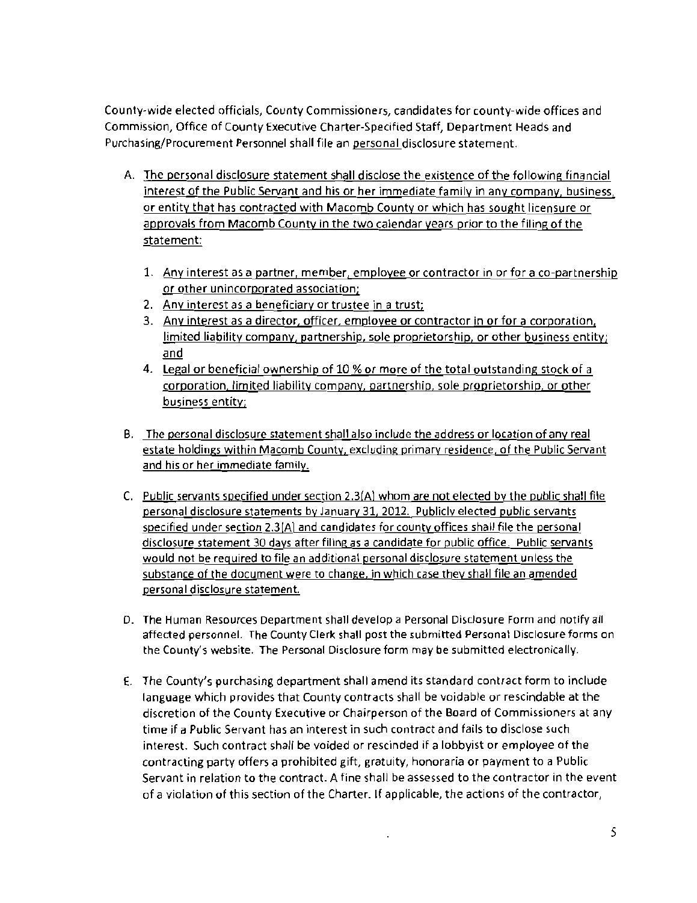County-wide elected officials, County Commissioners, candidates for county-wide offices and Commission, Office of County Executive Charter-Specified Staff, Department Heads and Purchasing/Procurement Personnel shall file an personal disclosure statement.

A. The personal disclosure statement shall disclose the existence of the following financial interest of the Public Servant and his or her immediate family in any company, business, or entity that has contracted with Macomb County or which has sought licensure or approvals from Macomb County in the two calendar years prior to the filing of the statement:

   1. Any interest as a partner, member, employee or contractor in or for a co-partnership or other unincorporated association;
   2. Any interest as a beneficiary or trustee in a trust;
   3. Any interest as a director, officer, employee or contractor in or for a corporation, limited liability company, partnership, sole proprietorship, or other business entity; and
   4. Legal or beneficial ownership of 10 % or more of the total outstanding stock of a corporation, limited liability company, partnership, sole proprietorship, or other business entity;

B. The personal disclosure statement shall also include the address or location of any real estate holdings within Macomb County, excluding primary residence, of the Public Servant and his or her immediate family.

C. Public servants specified under section 2.3(A) whom are not elected by the public shall file personal disclosure statements by January 31, 2012. Publicly elected public servants specified under section 2.3(A) and candidates for county offices shall file the personal disclosure statement 30 days after filing as a candidate for public office. Public servants would not be required to file an additional personal disclosure statement unless the substance of the document were to change, in which case they shall file an amended personal disclosure statement.

D. The Human Resources Department shall develop a Personal Disclosure Form and notify all affected personnel. The County Clerk shall post the submitted Personal Disclosure forms on the County's website. The Personal Disclosure form may be submitted electronically.

E. The County's purchasing department shall amend its standard contract form to include language which provides that County contracts shall be voidable or rescindable at the discretion of the County Executive or Chairperson of the Board of Commissioners at any time if a Public Servant has an interest in such contract and fails to disclose such interest. Such contract shall be voided or rescinded if a lobbyist or employee of the contracting party offers a prohibited gift, gratuity, honoraria or payment to a Public Servant in relation to the contract. A fine shall be assessed to the contractor in the event of a violation of this section of the Charter. If applicable, the actions of the contractor,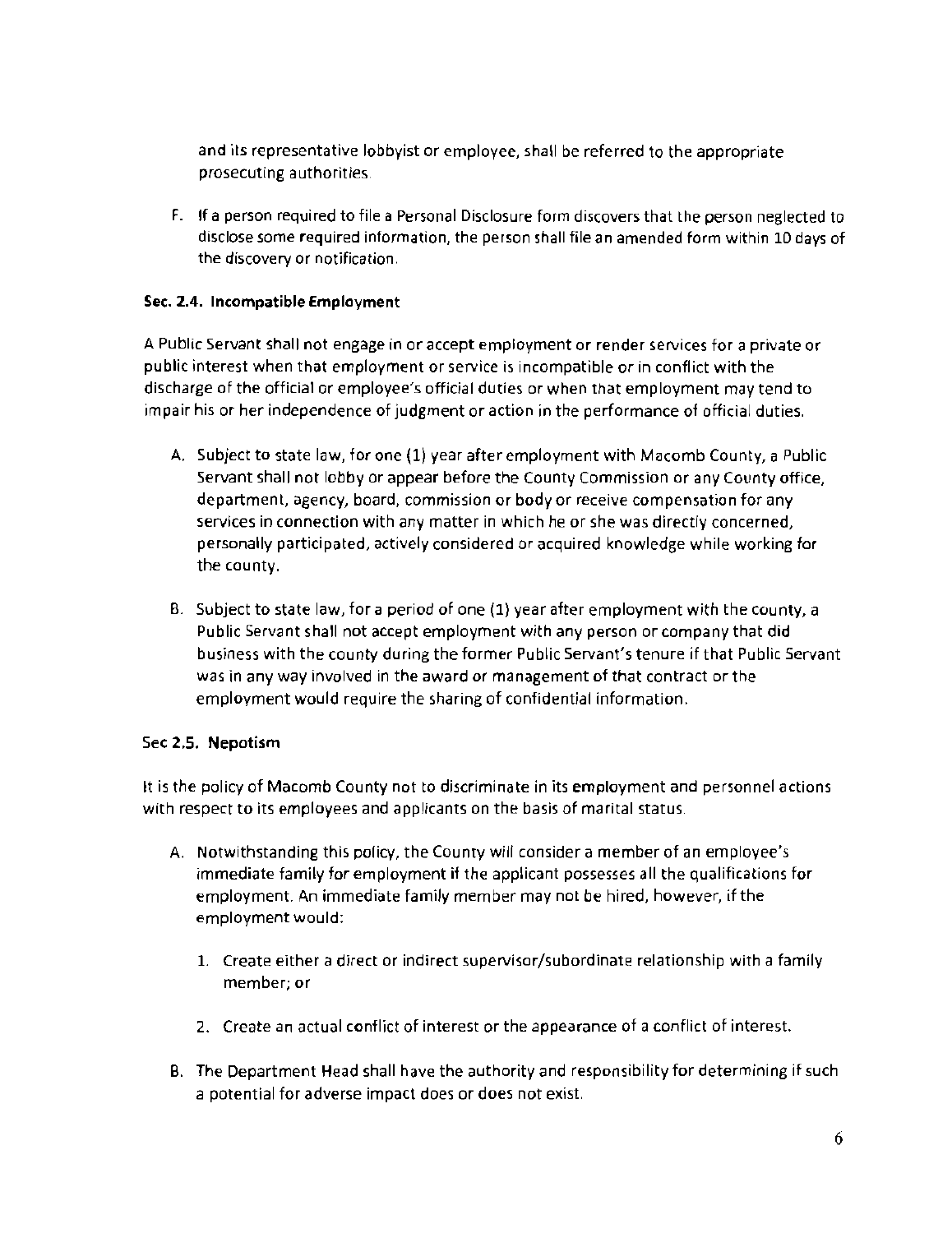and its representative lobbyist or employee, shall be referred to the appropriate prosecuting authorities.

F. If a person required to file a Personal Disclosure form discovers that the person neglected to disclose some required information, the person shall file an amended form within 10 days of the discovery or notification.

### Sec. 2.4. Incompatible Employment

A Public Servant shall not engage in or accept employment or render services for a private or public interest when that employment or service is incompatible or in conflict with the discharge of the official or employee's official duties or when that employment may tend to impair his or her independence of judgment or action in the performance of official duties.

A. Subject to state law, for one (1) year after employment with Macomb County, a Public Servant shall not lobby or appear before the County Commission or any County office, department, agency, board, commission or body or receive compensation for any services in connection with any matter in which he or she was directly concerned, personally participated, actively considered or acquired knowledge while working for the county.

B. Subject to state law, for a period of one (1) year after employment with the county, a Public Servant shall not accept employment with any person or company that did business with the county during the former Public Servant's tenure if that Public Servant was in any way involved in the award or management of that contract or the employment would require the sharing of confidential information.

### Sec 2.5. Nepotism

It is the policy of Macomb County not to discriminate in its employment and personnel actions with respect to its employees and applicants on the basis of marital status.

A. Notwithstanding this policy, the County will consider a member of an employee's immediate family for employment if the applicant possesses all the qualifications for employment. An immediate family member may not be hired, however, if the employment would:

   1. Create either a direct or indirect supervisor/subordinate relationship with a family member; or

   2. Create an actual conflict of interest or the appearance of a conflict of interest.

B. The Department Head shall have the authority and responsibility for determining if such a potential for adverse impact does or does not exist.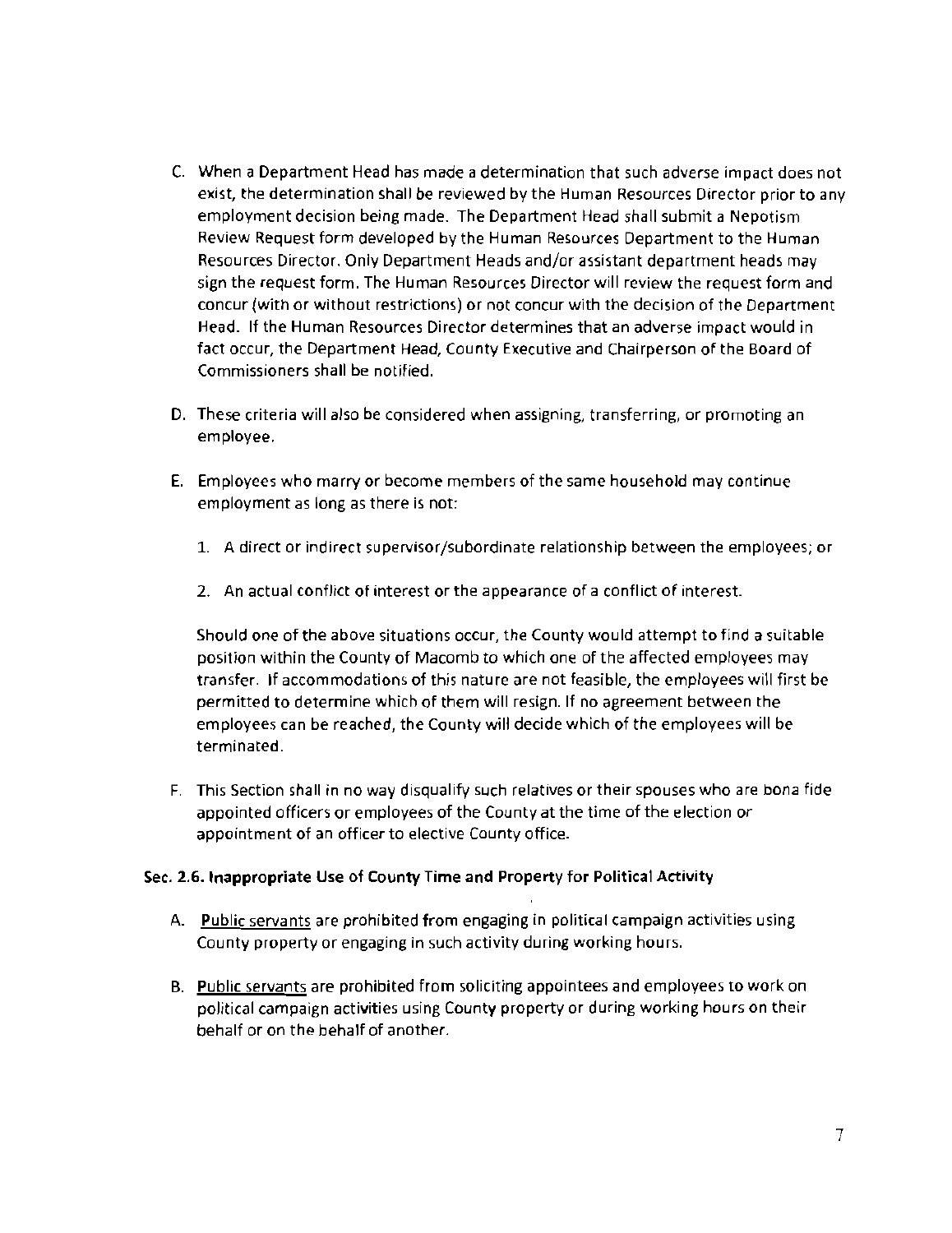C. When a Department Head has made a determination that such adverse impact does not exist, the determination shall be reviewed by the Human Resources Director prior to any employment decision being made. The Department Head shall submit a Nepotism Review Request form developed by the Human Resources Department to the Human Resources Director. Only Department Heads and/or assistant department heads may sign the request form. The Human Resources Director will review the request form and concur (with or without restrictions) or not concur with the decision of the Department Head. If the Human Resources Director determines that an adverse impact would in fact occur, the Department Head, County Executive and Chairperson of the Board of Commissioners shall be notified.

D. These criteria will also be considered when assigning, transferring, or promoting an employee.

E. Employees who marry or become members of the same household may continue employment as long as there is not:

   1. A direct or indirect supervisor/subordinate relationship between the employees; or

   2. An actual conflict of interest or the appearance of a conflict of interest.

   Should one of the above situations occur, the County would attempt to find a suitable position within the County of Macomb to which one of the affected employees may transfer. If accommodations of this nature are not feasible, the employees will first be permitted to determine which of them will resign. If no agreement between the employees can be reached, the County will decide which of the employees will be terminated.

F. This Section shall in no way disqualify such relatives or their spouses who are bona fide appointed officers or employees of the County at the time of the election or appointment of an officer to elective County office.

### Sec. 2.6. Inappropriate Use of County Time and Property for Political Activity

A. Public servants are prohibited from engaging in political campaign activities using County property or engaging in such activity during working hours.

B. Public servants are prohibited from soliciting appointees and employees to work on political campaign activities using County property or during working hours on their behalf or on the behalf of another.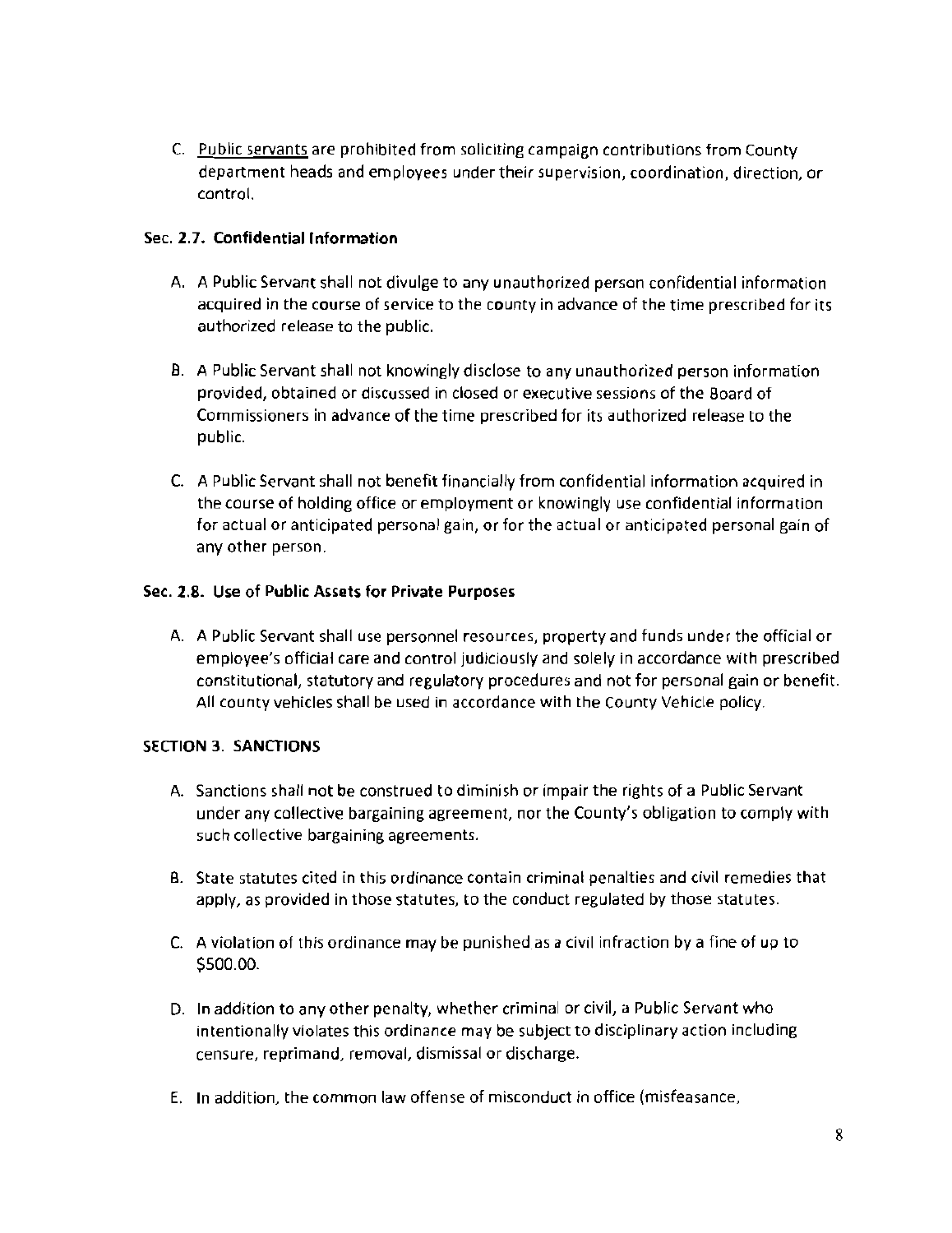C. Public servants are prohibited from soliciting campaign contributions from County department heads and employees under their supervision, coordination, direction, or control.

**Sec. 2.7. Confidential Information**

A. A Public Servant shall not divulge to any unauthorized person confidential information acquired in the course of service to the county in advance of the time prescribed for its authorized release to the public.

B. A Public Servant shall not knowingly disclose to any unauthorized person information provided, obtained or discussed in closed or executive sessions of the Board of Commissioners in advance of the time prescribed for its authorized release to the public.

C. A Public Servant shall not benefit financially from confidential information acquired in the course of holding office or employment or knowingly use confidential information for actual or anticipated personal gain, or for the actual or anticipated personal gain of any other person.

**Sec. 2.8. Use of Public Assets for Private Purposes**

A. A Public Servant shall use personnel resources, property and funds under the official or employee's official care and control judiciously and solely in accordance with prescribed constitutional, statutory and regulatory procedures and not for personal gain or benefit. All county vehicles shall be used in accordance with the County Vehicle policy.

**SECTION 3. SANCTIONS**

A. Sanctions shall not be construed to diminish or impair the rights of a Public Servant under any collective bargaining agreement, nor the County's obligation to comply with such collective bargaining agreements.

B. State statutes cited in this ordinance contain criminal penalties and civil remedies that apply, as provided in those statutes, to the conduct regulated by those statutes.

C. A violation of this ordinance may be punished as a civil infraction by a fine of up to $500.00.

D. In addition to any other penalty, whether criminal or civil, a Public Servant who intentionally violates this ordinance may be subject to disciplinary action including censure, reprimand, removal, dismissal or discharge.

E. In addition, the common law offense of misconduct in office (misfeasance,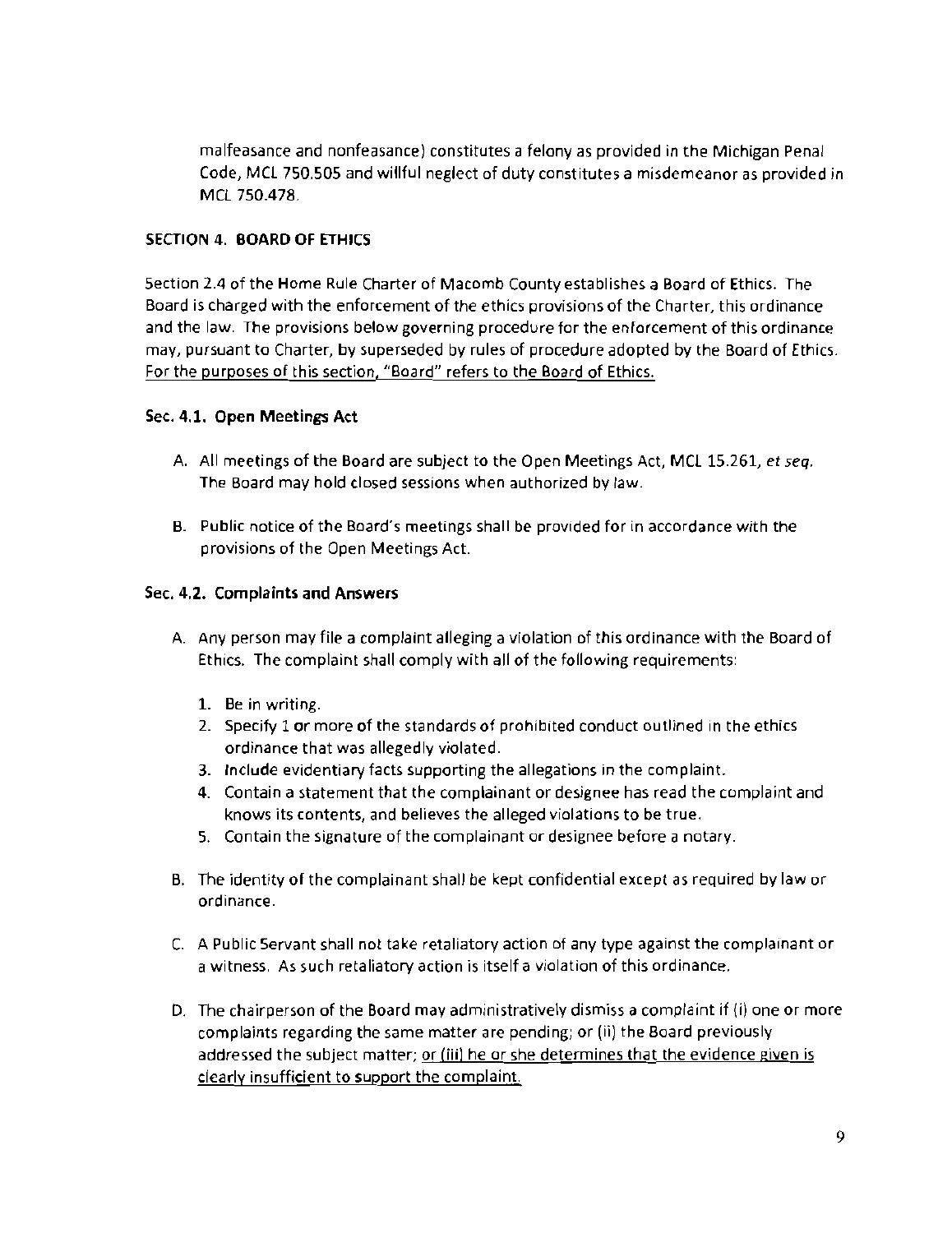malfeasance and nonfeasance) constitutes a felony as provided in the Michigan Penal Code, MCL 750.505 and willful neglect of duty constitutes a misdemeanor as provided in MCL 750.478.

### SECTION 4. BOARD OF ETHICS

Section 2.4 of the Home Rule Charter of Macomb County establishes a Board of Ethics. The Board is charged with the enforcement of the ethics provisions of the Charter, this ordinance and the law. The provisions below governing procedure for the enforcement of this ordinance may, pursuant to Charter, by superseded by rules of procedure adopted by the Board of Ethics. <u>For the purposes of this section, "Board" refers to the Board of Ethics.</u>

#### Sec. 4.1. Open Meetings Act

A. All meetings of the Board are subject to the Open Meetings Act, MCL 15.261, *et seq.* The Board may hold closed sessions when authorized by law.

B. Public notice of the Board's meetings shall be provided for in accordance with the provisions of the Open Meetings Act.

#### Sec. 4.2. Complaints and Answers

A. Any person may file a complaint alleging a violation of this ordinance with the Board of Ethics. The complaint shall comply with all of the following requirements:

   1. Be in writing.
   2. Specify 1 or more of the standards of prohibited conduct outlined in the ethics ordinance that was allegedly violated.
   3. Include evidentiary facts supporting the allegations in the complaint.
   4. Contain a statement that the complainant or designee has read the complaint and knows its contents, and believes the alleged violations to be true.
   5. Contain the signature of the complainant or designee before a notary.

B. The identity of the complainant shall be kept confidential except as required by law or ordinance.

C. A Public Servant shall not take retaliatory action of any type against the complainant or a witness. As such retaliatory action is itself a violation of this ordinance.

D. The chairperson of the Board may administratively dismiss a complaint if (i) one or more complaints regarding the same matter are pending; or (ii) the Board previously addressed the subject matter; <u>or (iii) he or she determines that the evidence given is clearly insufficient to support the complaint.</u>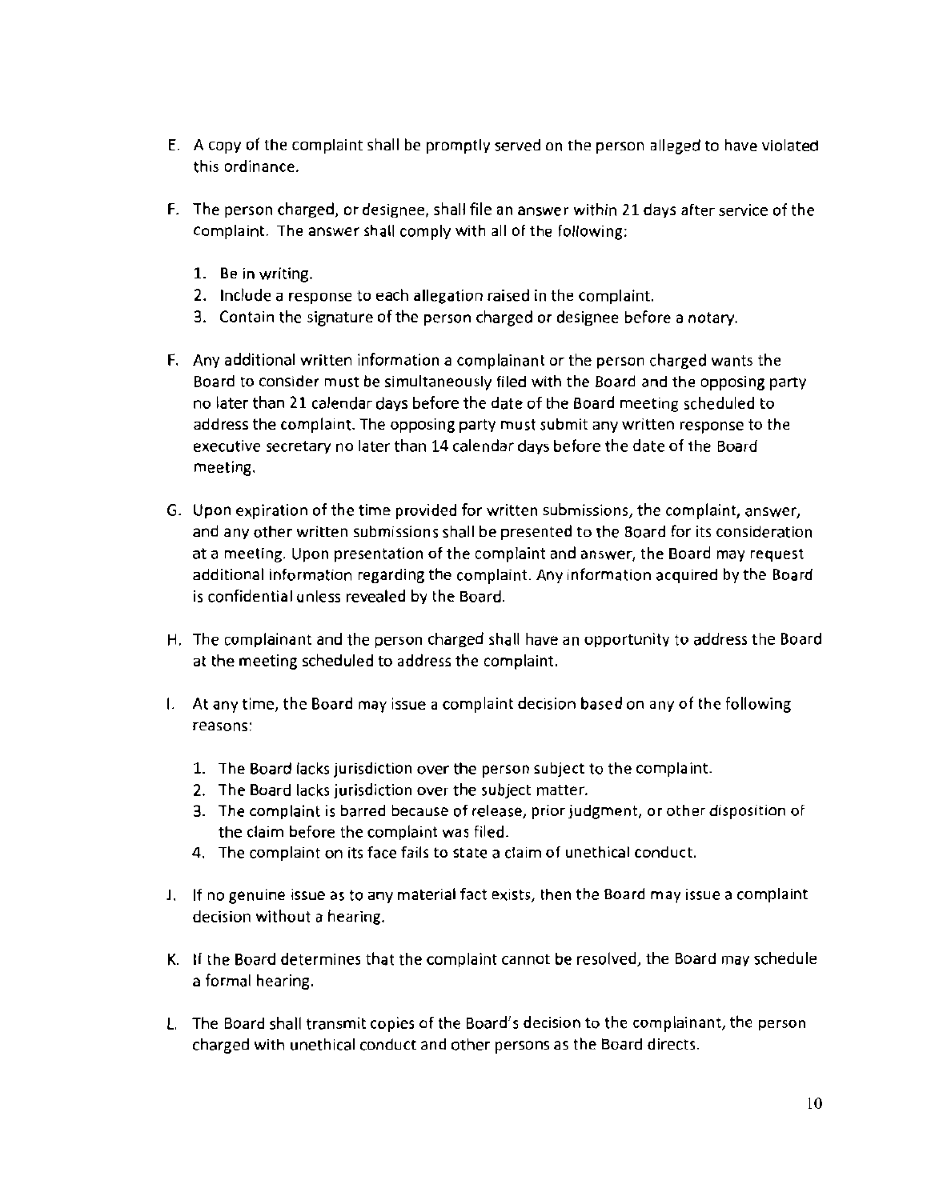E. A copy of the complaint shall be promptly served on the person alleged to have violated this ordinance.

F. The person charged, or designee, shall file an answer within 21 days after service of the complaint. The answer shall comply with all of the following:

   1. Be in writing.
   2. Include a response to each allegation raised in the complaint.
   3. Contain the signature of the person charged or designee before a notary.

F. Any additional written information a complainant or the person charged wants the Board to consider must be simultaneously filed with the Board and the opposing party no later than 21 calendar days before the date of the Board meeting scheduled to address the complaint. The opposing party must submit any written response to the executive secretary no later than 14 calendar days before the date of the Board meeting.

G. Upon expiration of the time provided for written submissions, the complaint, answer, and any other written submissions shall be presented to the Board for its consideration at a meeting. Upon presentation of the complaint and answer, the Board may request additional information regarding the complaint. Any information acquired by the Board is confidential unless revealed by the Board.

H. The complainant and the person charged shall have an opportunity to address the Board at the meeting scheduled to address the complaint.

I. At any time, the Board may issue a complaint decision based on any of the following reasons:

   1. The Board lacks jurisdiction over the person subject to the complaint.
   2. The Board lacks jurisdiction over the subject matter.
   3. The complaint is barred because of release, prior judgment, or other disposition of the claim before the complaint was filed.
   4. The complaint on its face fails to state a claim of unethical conduct.

J. If no genuine issue as to any material fact exists, then the Board may issue a complaint decision without a hearing.

K. If the Board determines that the complaint cannot be resolved, the Board may schedule a formal hearing.

L. The Board shall transmit copies of the Board's decision to the complainant, the person charged with unethical conduct and other persons as the Board directs.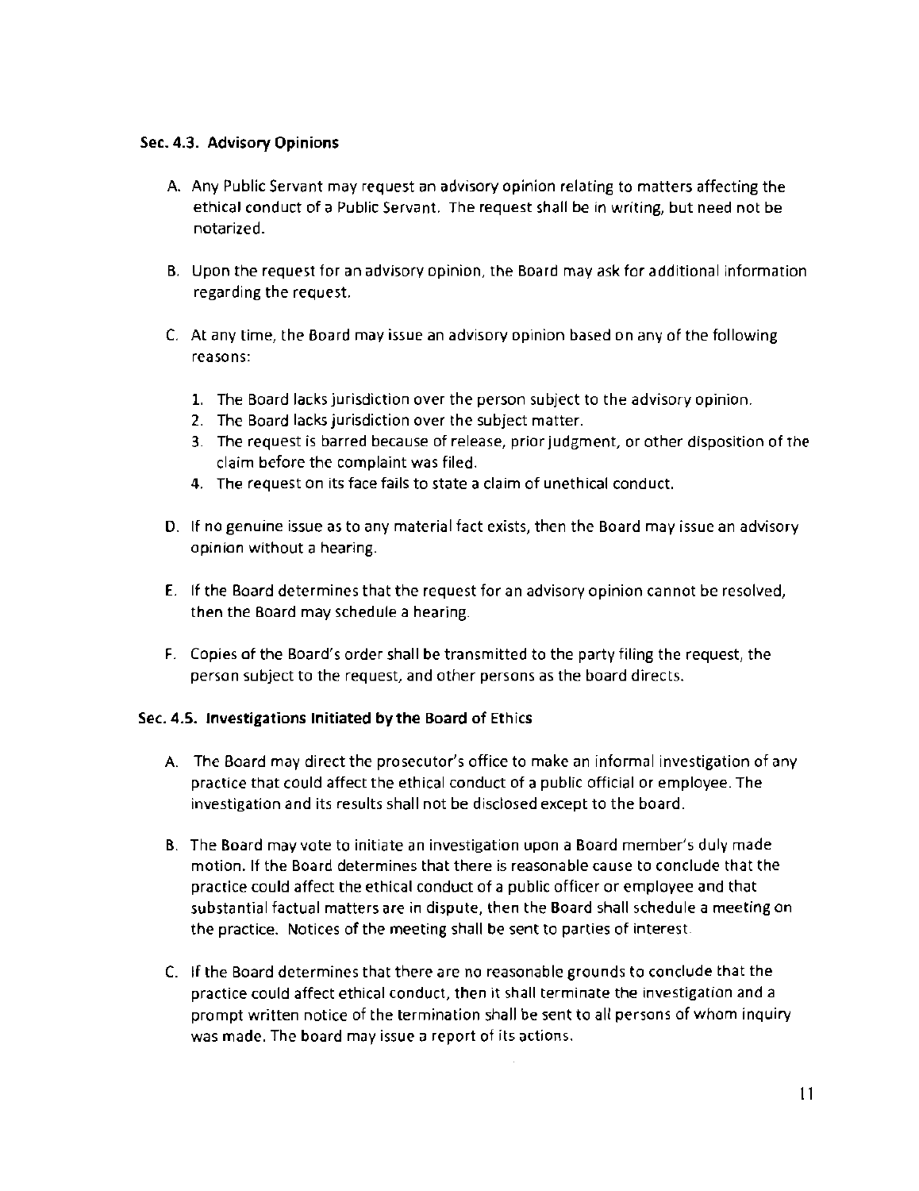### Sec. 4.3. Advisory Opinions

A. Any Public Servant may request an advisory opinion relating to matters affecting the ethical conduct of a Public Servant. The request shall be in writing, but need not be notarized.

B. Upon the request for an advisory opinion, the Board may ask for additional information regarding the request.

C. At any time, the Board may issue an advisory opinion based on any of the following reasons:

   1. The Board lacks jurisdiction over the person subject to the advisory opinion.
   2. The Board lacks jurisdiction over the subject matter.
   3. The request is barred because of release, prior judgment, or other disposition of the claim before the complaint was filed.
   4. The request on its face fails to state a claim of unethical conduct.

D. If no genuine issue as to any material fact exists, then the Board may issue an advisory opinion without a hearing.

E. If the Board determines that the request for an advisory opinion cannot be resolved, then the Board may schedule a hearing.

F. Copies of the Board's order shall be transmitted to the party filing the request, the person subject to the request, and other persons as the board directs.

### Sec. 4.5. Investigations Initiated by the Board of Ethics

A. The Board may direct the prosecutor's office to make an informal investigation of any practice that could affect the ethical conduct of a public official or employee. The investigation and its results shall not be disclosed except to the board.

B. The Board may vote to initiate an investigation upon a Board member's duly made motion. If the Board determines that there is reasonable cause to conclude that the practice could affect the ethical conduct of a public officer or employee and that substantial factual matters are in dispute, then the Board shall schedule a meeting on the practice. Notices of the meeting shall be sent to parties of interest.

C. If the Board determines that there are no reasonable grounds to conclude that the practice could affect ethical conduct, then it shall terminate the investigation and a prompt written notice of the termination shall be sent to all persons of whom inquiry was made. The board may issue a report of its actions.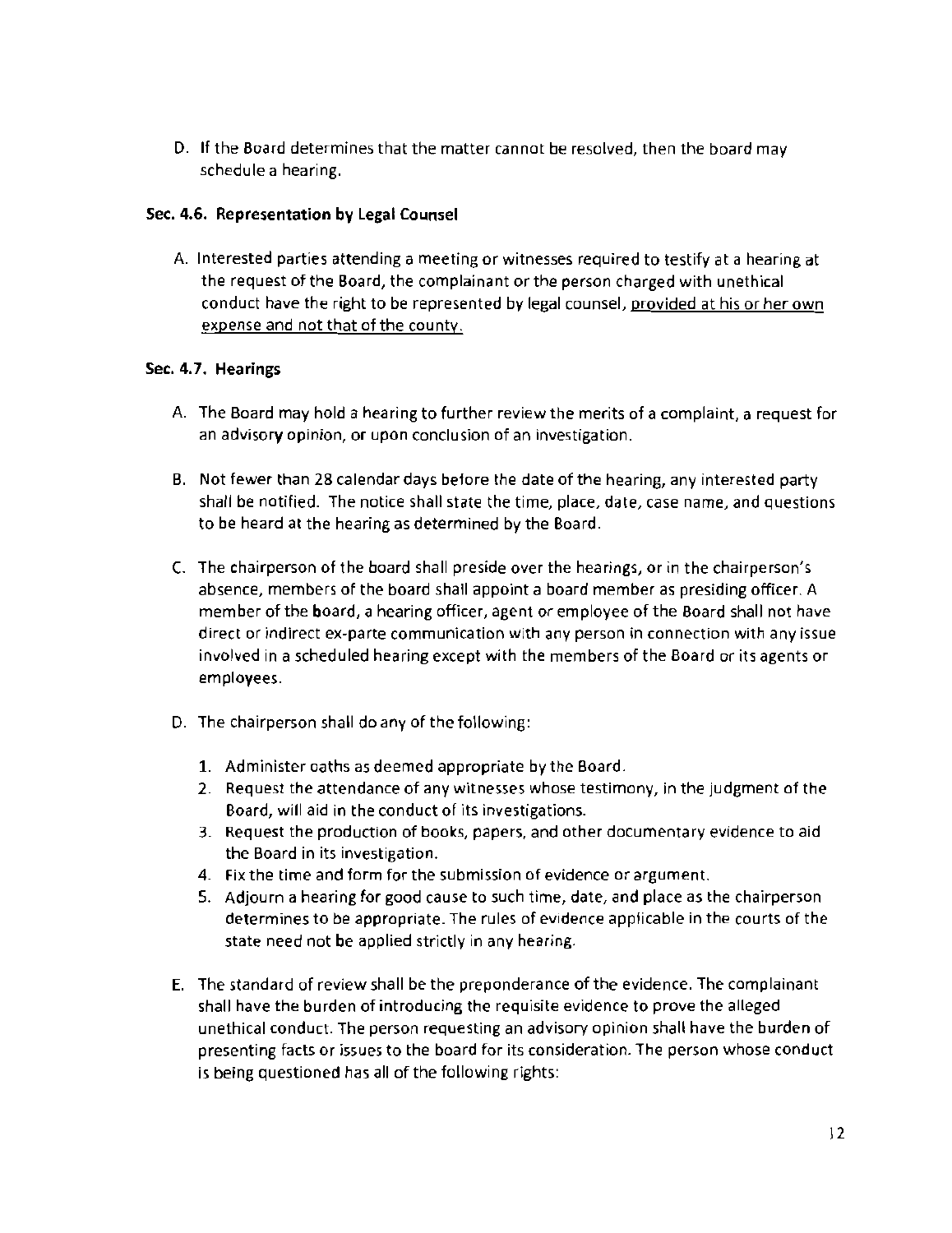D. If the Board determines that the matter cannot be resolved, then the board may schedule a hearing.

### Sec. 4.6. Representation by Legal Counsel

A. Interested parties attending a meeting or witnesses required to testify at a hearing at the request of the Board, the complainant or the person charged with unethical conduct have the right to be represented by legal counsel, <u>provided at his or her own expense and not that of the county.</u>

### Sec. 4.7. Hearings

A. The Board may hold a hearing to further review the merits of a complaint, a request for an advisory opinion, or upon conclusion of an investigation.

B. Not fewer than 28 calendar days before the date of the hearing, any interested party shall be notified. The notice shall state the time, place, date, case name, and questions to be heard at the hearing as determined by the Board.

C. The chairperson of the board shall preside over the hearings, or in the chairperson's absence, members of the board shall appoint a board member as presiding officer. A member of the board, a hearing officer, agent or employee of the Board shall not have direct or indirect ex-parte communication with any person in connection with any issue involved in a scheduled hearing except with the members of the Board or its agents or employees.

D. The chairperson shall do any of the following:

1. Administer oaths as deemed appropriate by the Board.
2. Request the attendance of any witnesses whose testimony, in the judgment of the Board, will aid in the conduct of its investigations.
3. Request the production of books, papers, and other documentary evidence to aid the Board in its investigation.
4. Fix the time and form for the submission of evidence or argument.
5. Adjourn a hearing for good cause to such time, date, and place as the chairperson determines to be appropriate. The rules of evidence applicable in the courts of the state need not be applied strictly in any hearing.

E. The standard of review shall be the preponderance of the evidence. The complainant shall have the burden of introducing the requisite evidence to prove the alleged unethical conduct. The person requesting an advisory opinion shall have the burden of presenting facts or issues to the board for its consideration. The person whose conduct is being questioned has all of the following rights: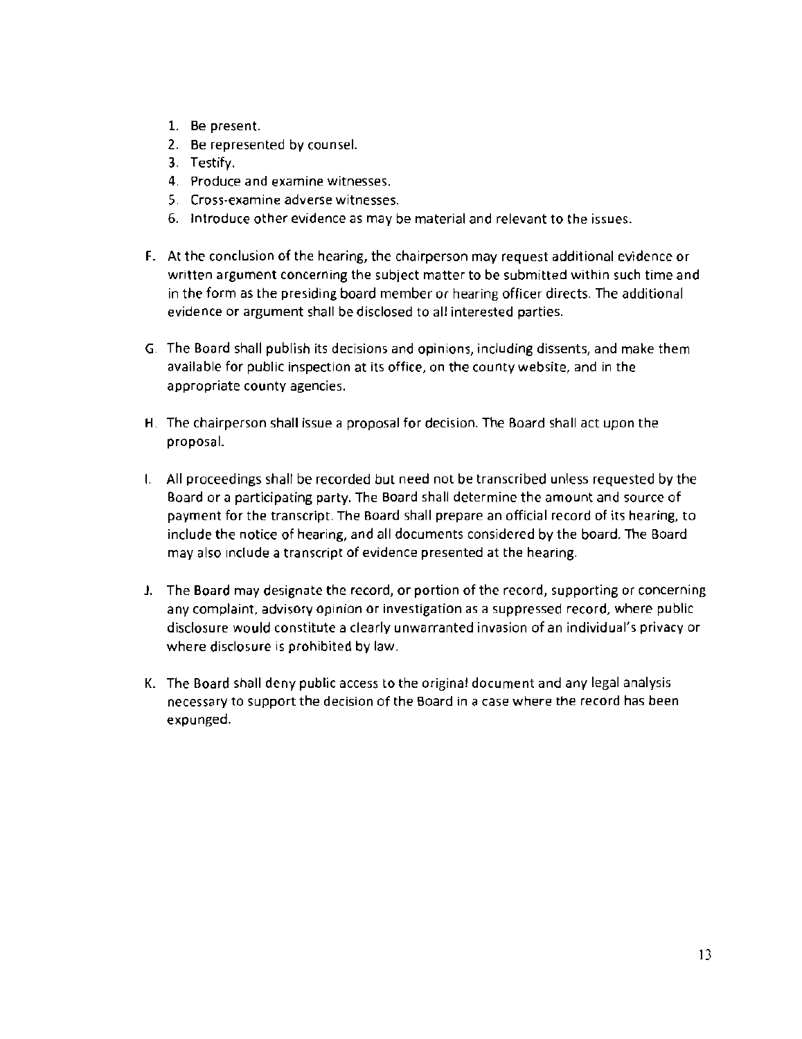1. Be present.
2. Be represented by counsel.
3. Testify.
4. Produce and examine witnesses.
5. Cross-examine adverse witnesses.
6. Introduce other evidence as may be material and relevant to the issues.

F. At the conclusion of the hearing, the chairperson may request additional evidence or written argument concerning the subject matter to be submitted within such time and in the form as the presiding board member or hearing officer directs. The additional evidence or argument shall be disclosed to all interested parties.

G. The Board shall publish its decisions and opinions, including dissents, and make them available for public inspection at its office, on the county website, and in the appropriate county agencies.

H. The chairperson shall issue a proposal for decision. The Board shall act upon the proposal.

I. All proceedings shall be recorded but need not be transcribed unless requested by the Board or a participating party. The Board shall determine the amount and source of payment for the transcript. The Board shall prepare an official record of its hearing, to include the notice of hearing, and all documents considered by the board. The Board may also include a transcript of evidence presented at the hearing.

J. The Board may designate the record, or portion of the record, supporting or concerning any complaint, advisory opinion or investigation as a suppressed record, where public disclosure would constitute a clearly unwarranted invasion of an individual's privacy or where disclosure is prohibited by law.

K. The Board shall deny public access to the original document and any legal analysis necessary to support the decision of the Board in a case where the record has been expunged.